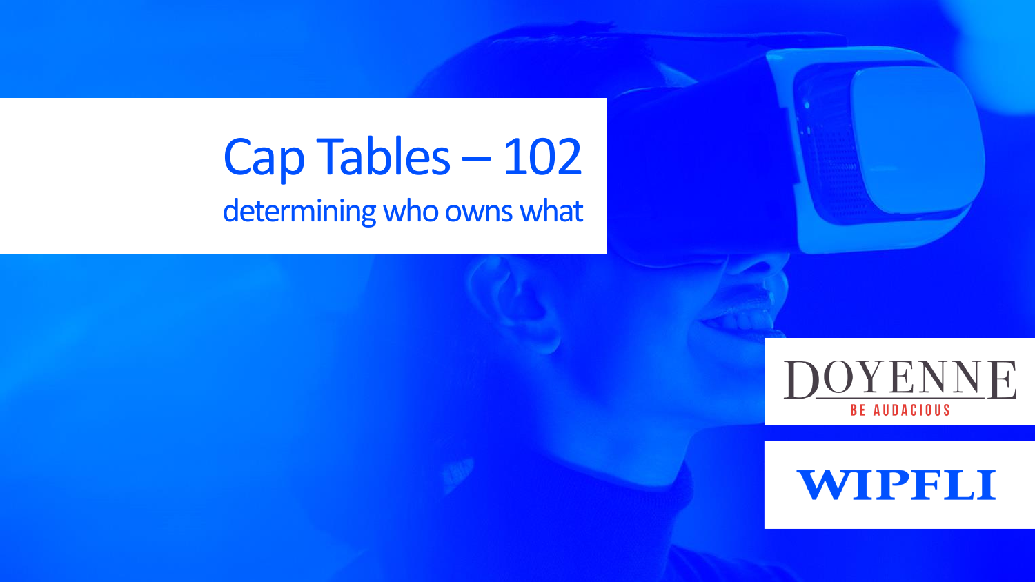# Cap Tables – 102

determining who owns what

DOYENNE

BE AUDACIOUS

WIPFLI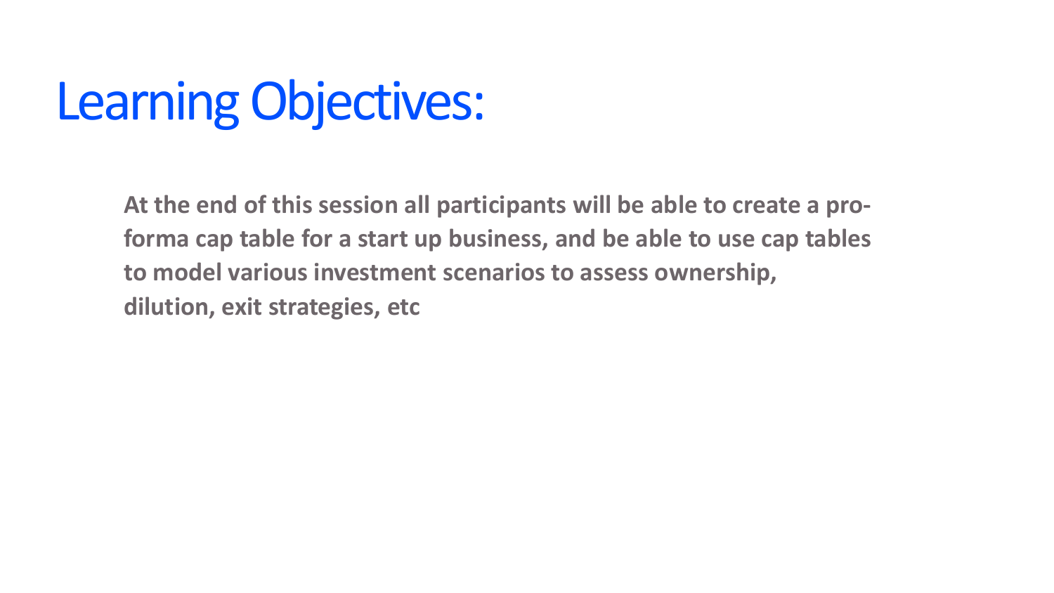# Learning Objectives:

**At the end of this session all participants will be able to create a pro-forma cap table for a start up business, and be able to use cap tables to model various investment scenarios to assess ownership, dilution, exit strategies, etc**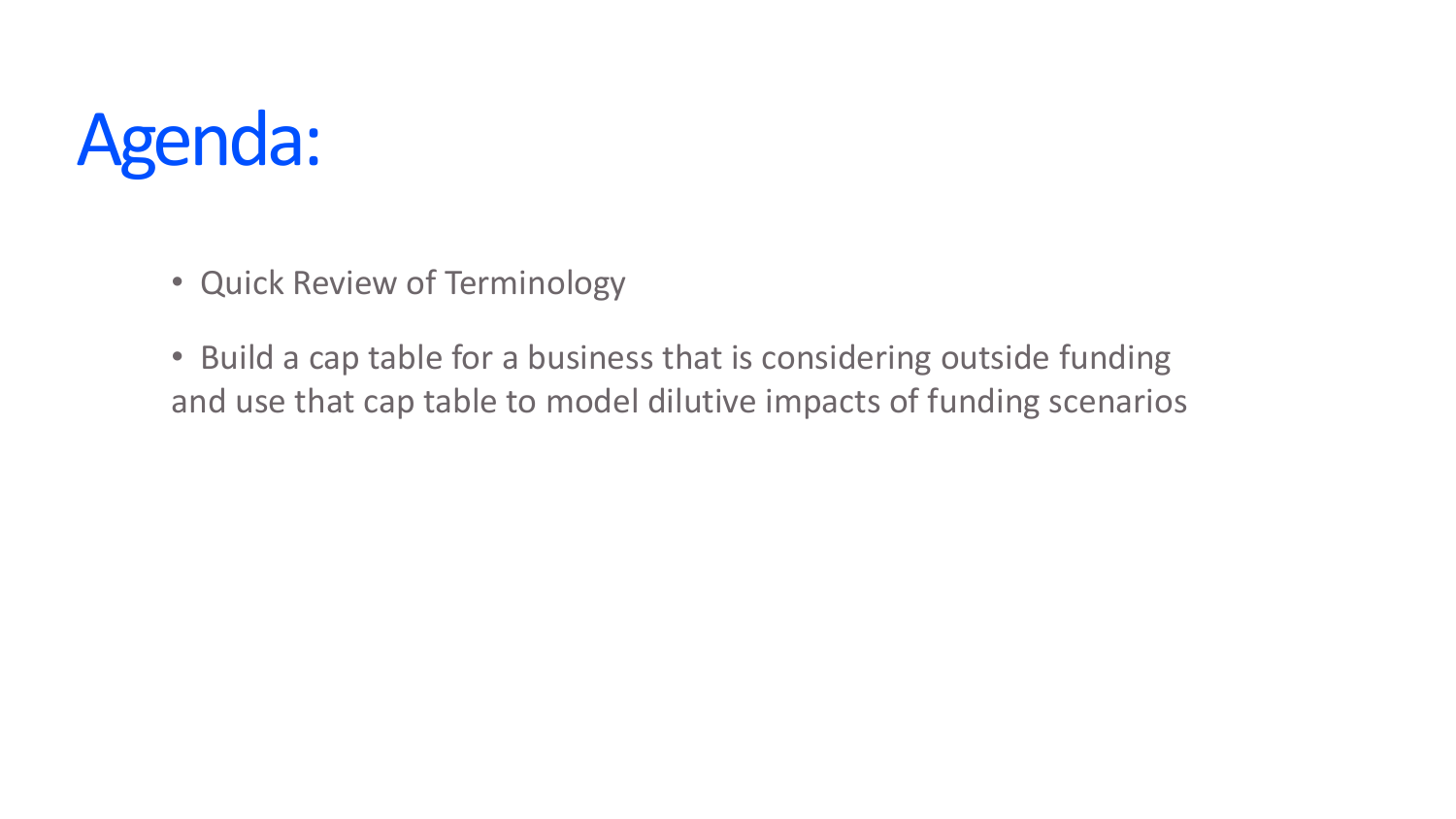# Agenda:

- Quick Review of Terminology
- Build a cap table for a business that is considering outside funding and use that cap table to model dilutive impacts of funding scenarios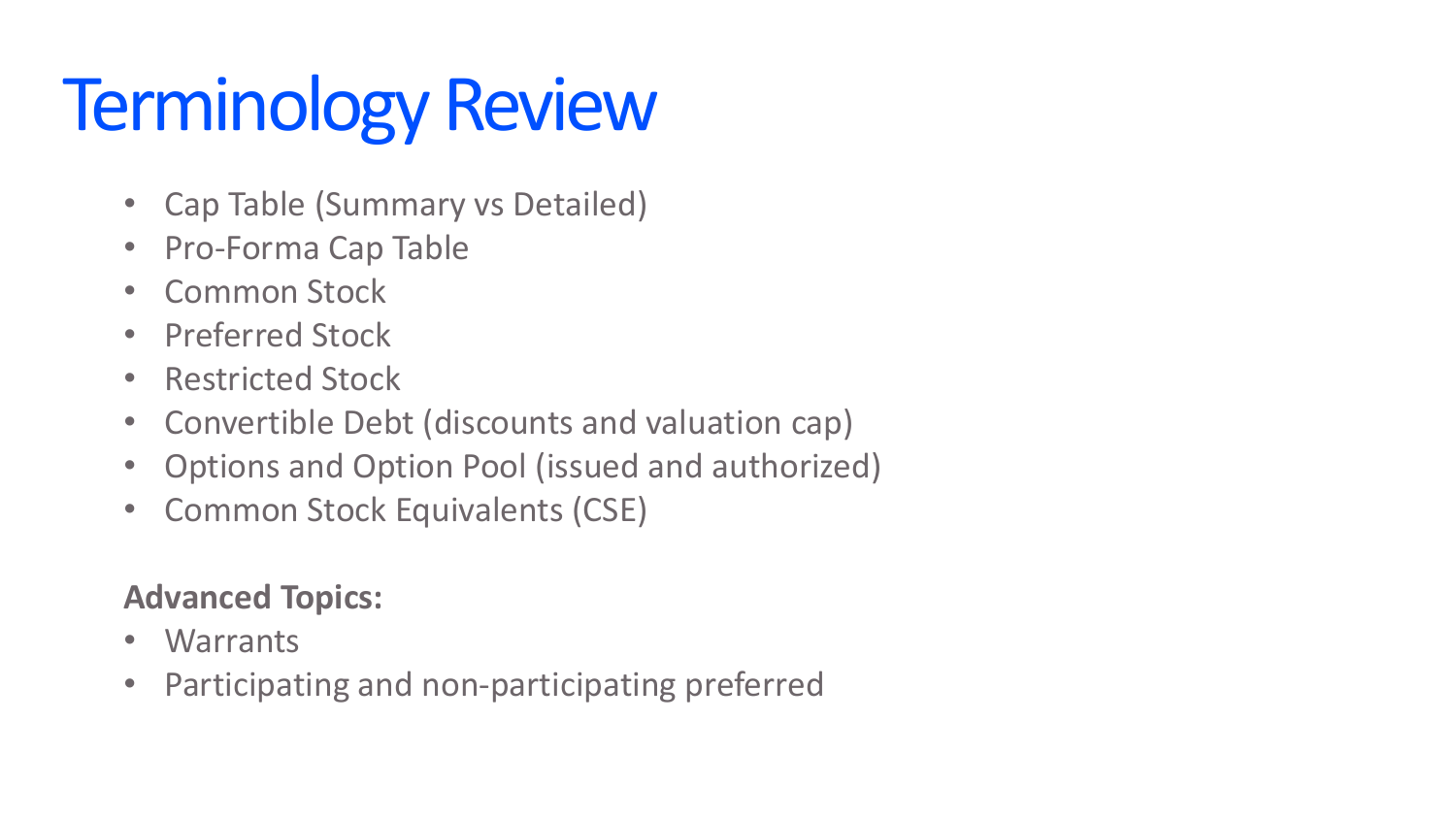# Terminology Review

- Cap Table (Summary vs Detailed)
- Pro-Forma Cap Table
- Common Stock
- Preferred Stock
- Restricted Stock
- Convertible Debt (discounts and valuation cap)
- Options and Option Pool (issued and authorized)
- Common Stock Equivalents (CSE)

**Advanced Topics:**

- Warrants
- Participating and non-participating preferred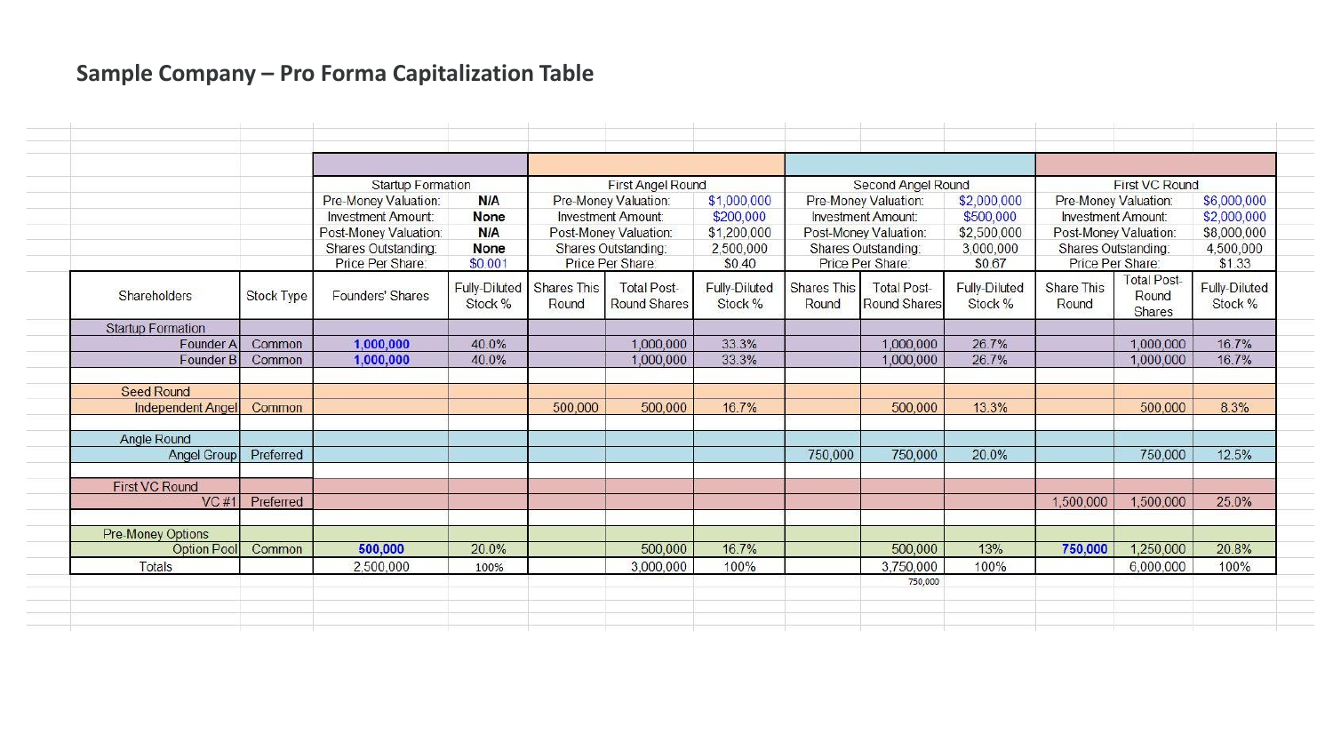## Sample Company – Pro Forma Capitalization Table

| | | Startup Formation | | First Angel Round | | | Second Angel Round | | | First VC Round | | |
|---|---|---|---|---|---|---|---|---|---|---|---|---|
| | | Pre-Money Valuation: | N/A | Pre-Money Valuation: | | $1,000,000 | Pre-Money Valuation: | | $2,000,000 | Pre-Money Valuation: | | $6,000,000 |
| | | Investment Amount: | None | Investment Amount: | | $200,000 | Investment Amount: | | $500,000 | Investment Amount: | | $2,000,000 |
| | | Post-Money Valuation: | N/A | Post-Money Valuation: | | $1,200,000 | Post-Money Valuation: | | $2,500,000 | Post-Money Valuation: | | $8,000,000 |
| | | Shares Outstanding: | None | Shares Outstanding: | | 2,500,000 | Shares Outstanding: | | 3,000,000 | Shares Outstanding: | | 4,500,000 |
| | | Price Per Share: | $0.001 | Price Per Share: | | $0.40 | Price Per Share: | | $0.67 | Price Per Share: | | $1.33 |
| **Shareholders** | **Stock Type** | **Founders' Shares** | **Fully-Diluted Stock %** | **Shares This Round** | **Total Post-Round Shares** | **Fully-Diluted Stock %** | **Shares This Round** | **Total Post-Round Shares** | **Fully-Diluted Stock %** | **Share This Round** | **Total Post-Round Shares** | **Fully-Diluted Stock %** |
| Startup Formation | | | | | | | | | | | | |
| Founder A | Common | 1,000,000 | 40.0% | | 1,000,000 | 33.3% | | 1,000,000 | 26.7% | | 1,000,000 | 16.7% |
| Founder B | Common | 1,000,000 | 40.0% | | 1,000,000 | 33.3% | | 1,000,000 | 26.7% | | 1,000,000 | 16.7% |
| | | | | | | | | | | | | |
| Seed Round | | | | | | | | | | | | |
| Independent Angel | Common | | | 500,000 | 500,000 | 16.7% | | 500,000 | 13.3% | | 500,000 | 8.3% |
| | | | | | | | | | | | | |
| Angle Round | | | | | | | | | | | | |
| Angel Group | Preferred | | | | | | 750,000 | 750,000 | 20.0% | | 750,000 | 12.5% |
| | | | | | | | | | | | | |
| First VC Round | | | | | | | | | | | | |
| VC #1 | Preferred | | | | | | | | | 1,500,000 | 1,500,000 | 25.0% |
| | | | | | | | | | | | | |
| Pre-Money Options | | | | | | | | | | | | |
| Option Pool | Common | 500,000 | 20.0% | | 500,000 | 16.7% | | 500,000 | 13% | 750,000 | 1,250,000 | 20.8% |
| Totals | | 2,500,000 | 100% | | 3,000,000 | 100% | | 3,750,000 | 100% | | 6,000,000 | 100% |
| | | | | | | | | 750,000 | | | | |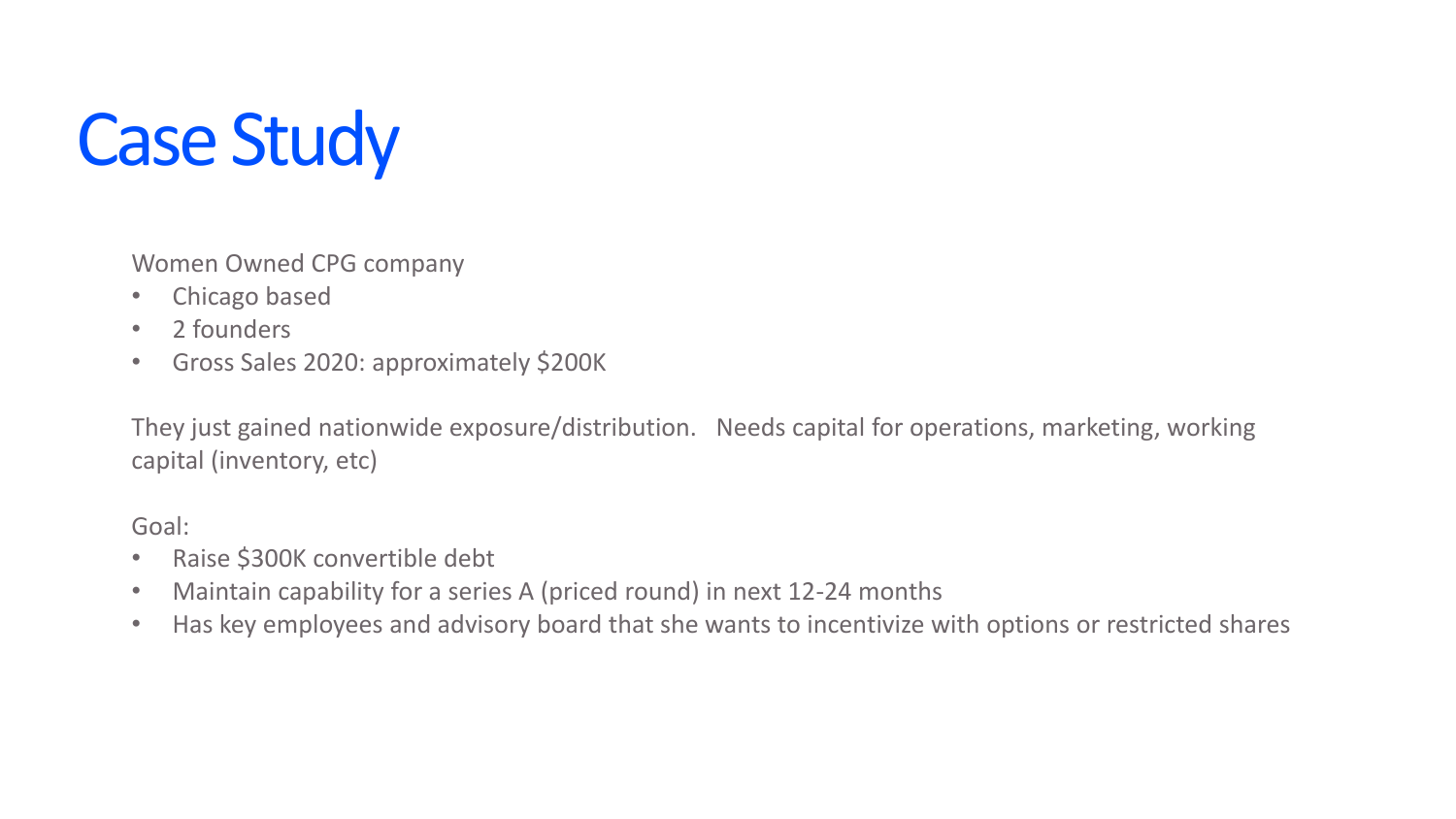# Case Study

Women Owned CPG company

- Chicago based
- 2 founders
- Gross Sales 2020: approximately $200K

They just gained nationwide exposure/distribution. Needs capital for operations, marketing, working capital (inventory, etc)

Goal:

- Raise $300K convertible debt
- Maintain capability for a series A (priced round) in next 12-24 months
- Has key employees and advisory board that she wants to incentivize with options or restricted shares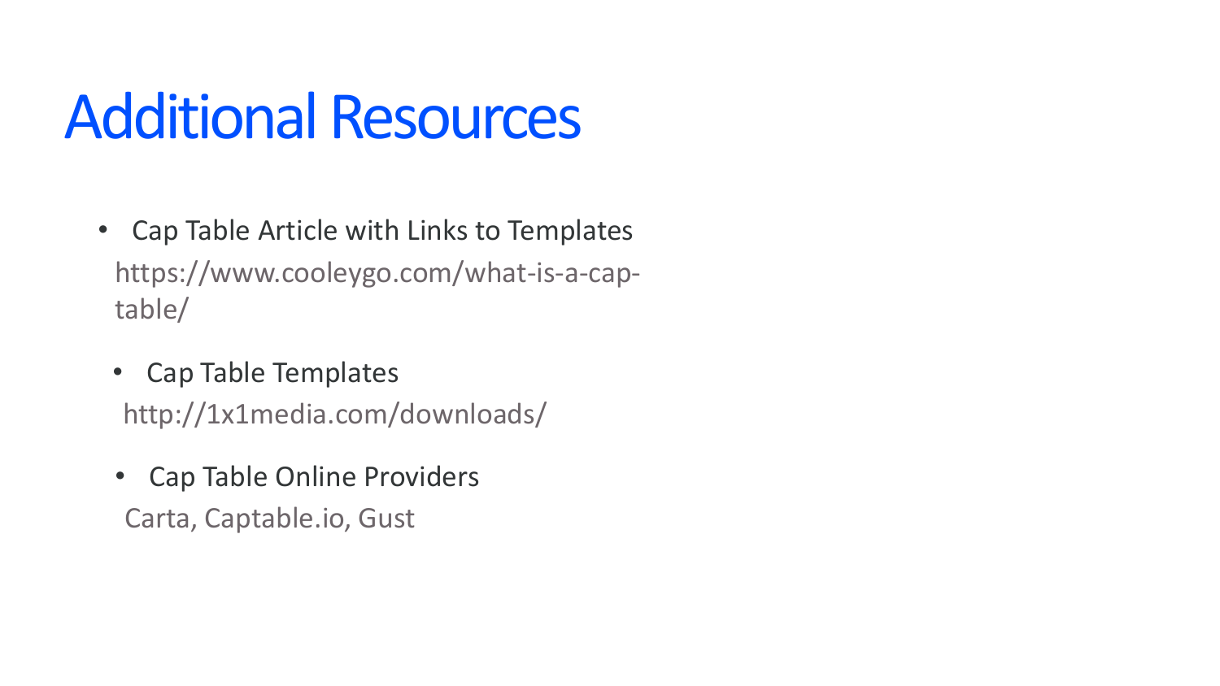# Additional Resources

- Cap Table Article with Links to Templates
  https://www.cooleygo.com/what-is-a-cap-table/
- Cap Table Templates
  http://1x1media.com/downloads/
- Cap Table Online Providers
  Carta, Captable.io, Gust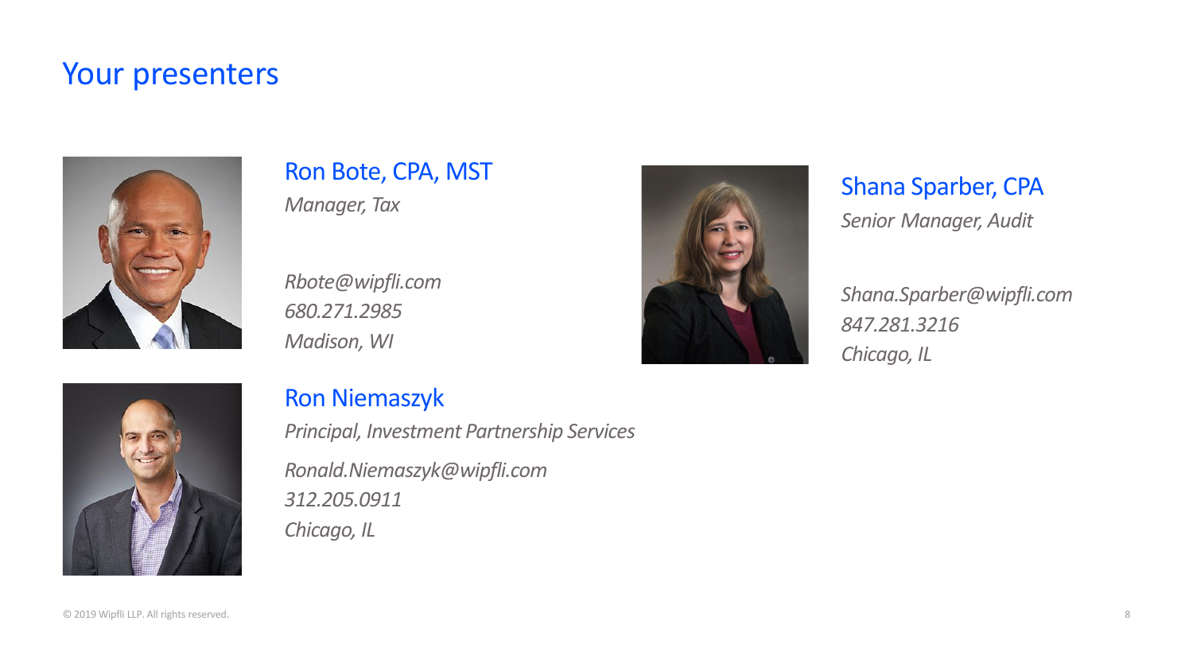# Your presenters

## Ron Bote, CPA, MST

*Manager, Tax*

*Rbote@wipfli.com*
*680.271.2985*
*Madison, WI*

## Shana Sparber, CPA

*Senior Manager, Audit*

*Shana.Sparber@wipfli.com*
*847.281.3216*
*Chicago, IL*

## Ron Niemaszyk

*Principal, Investment Partnership Services*

*Ronald.Niemaszyk@wipfli.com*
*312.205.0911*
*Chicago, IL*

© 2019 Wipfli LLP. All rights reserved.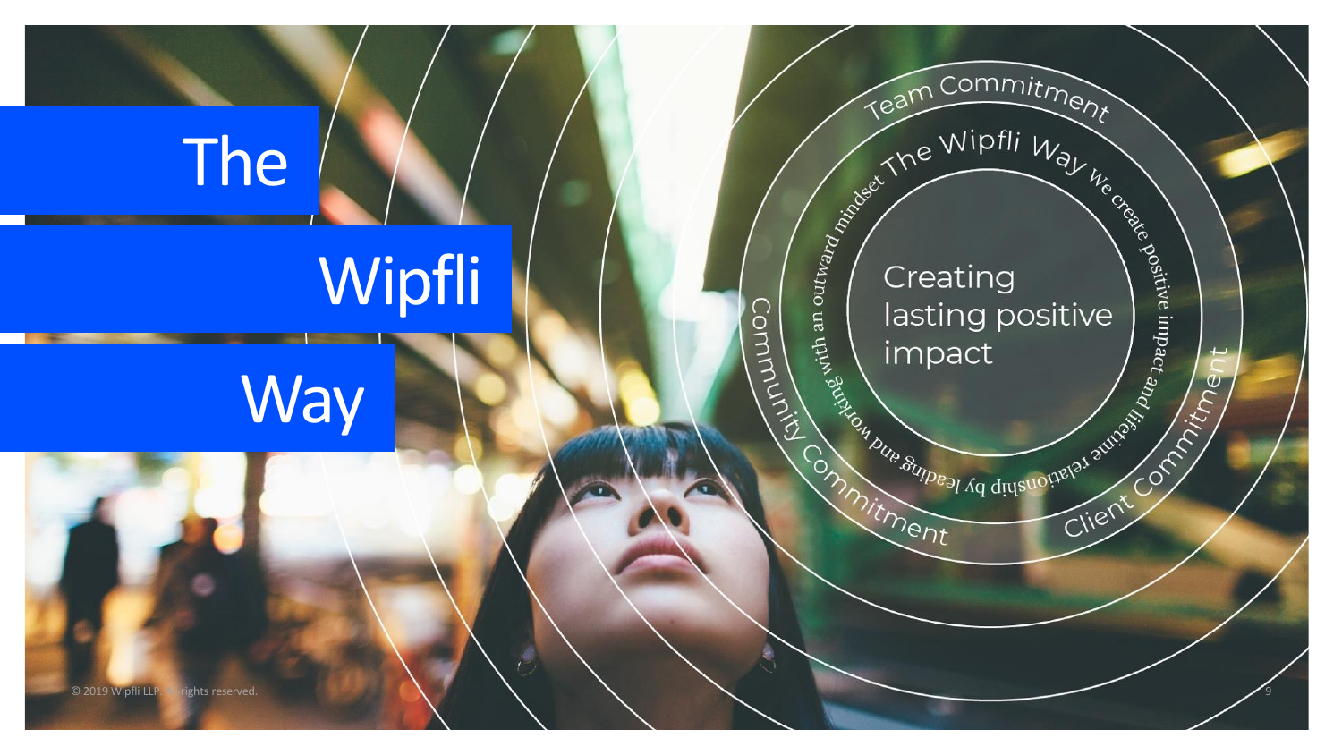# The Wipfli Way

Team Commitment

The Wipfli Way We create positive impact and lifetime relationship by leading and working with an outward mindset

Creating lasting positive impact

Client Commitment

Community Commitment

© 2019 Wipfli LLP. All rights reserved.